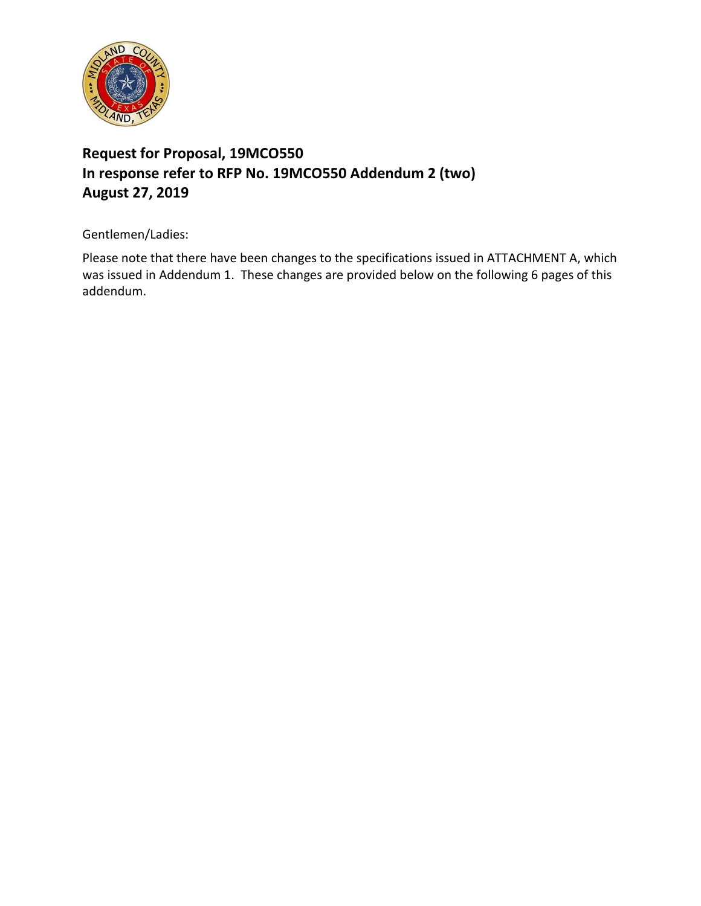**Request for Proposal, 19MCO550**
**In response refer to RFP No. 19MCO550 Addendum 2 (two)**
**August 27, 2019**

Gentlemen/Ladies:

Please note that there have been changes to the specifications issued in ATTACHMENT A, which was issued in Addendum 1. These changes are provided below on the following 6 pages of this addendum.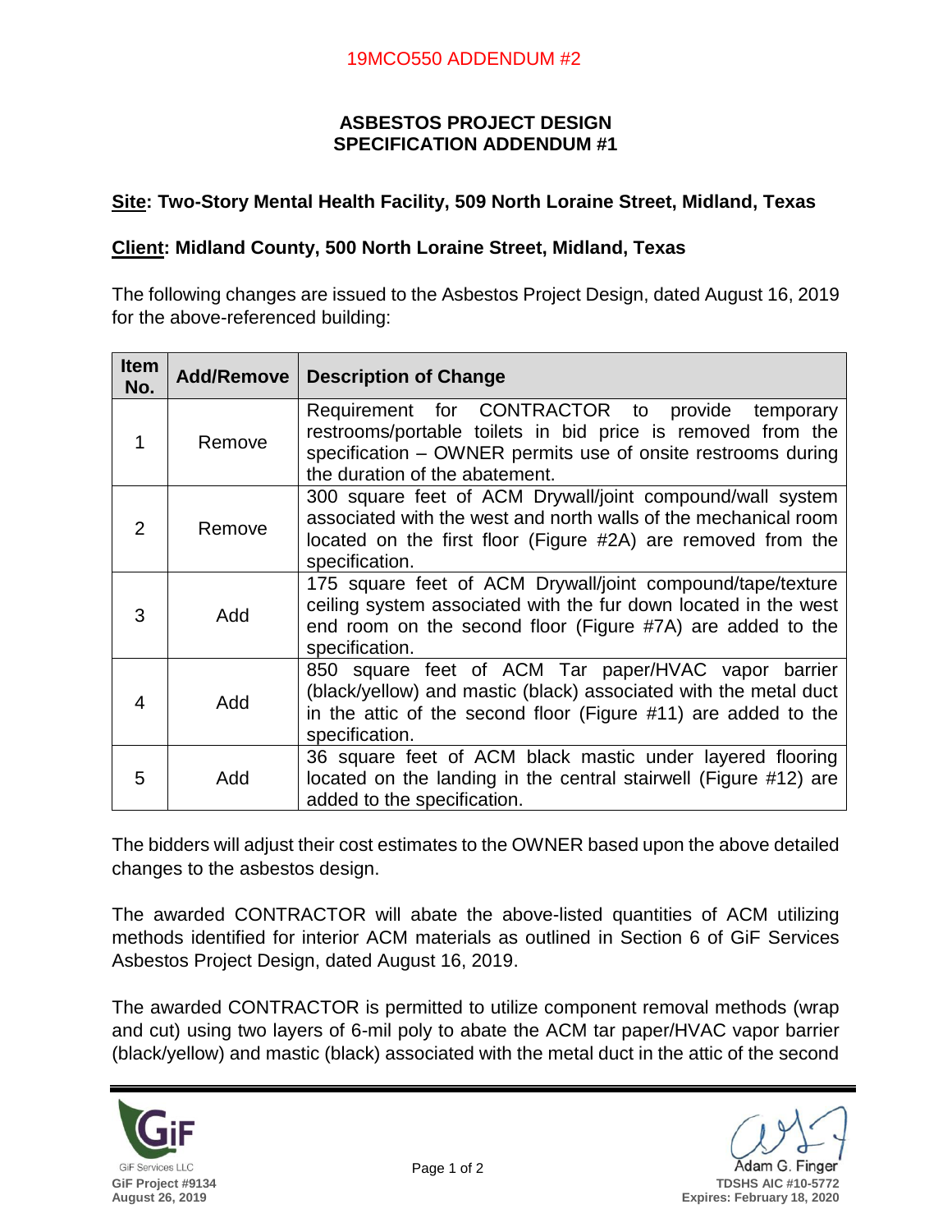19MCO550 ADDENDUM #2

## ASBESTOS PROJECT DESIGN SPECIFICATION ADDENDUM #1

**Site: Two-Story Mental Health Facility, 509 North Loraine Street, Midland, Texas**

**Client: Midland County, 500 North Loraine Street, Midland, Texas**

The following changes are issued to the Asbestos Project Design, dated August 16, 2019 for the above-referenced building:

| Item No. | Add/Remove | Description of Change |
|---|---|---|
| 1 | Remove | Requirement for CONTRACTOR to provide temporary restrooms/portable toilets in bid price is removed from the specification – OWNER permits use of onsite restrooms during the duration of the abatement. |
| 2 | Remove | 300 square feet of ACM Drywall/joint compound/wall system associated with the west and north walls of the mechanical room located on the first floor (Figure #2A) are removed from the specification. |
| 3 | Add | 175 square feet of ACM Drywall/joint compound/tape/texture ceiling system associated with the fur down located in the west end room on the second floor (Figure #7A) are added to the specification. |
| 4 | Add | 850 square feet of ACM Tar paper/HVAC vapor barrier (black/yellow) and mastic (black) associated with the metal duct in the attic of the second floor (Figure #11) are added to the specification. |
| 5 | Add | 36 square feet of ACM black mastic under layered flooring located on the landing in the central stairwell (Figure #12) are added to the specification. |

The bidders will adjust their cost estimates to the OWNER based upon the above detailed changes to the asbestos design.

The awarded CONTRACTOR will abate the above-listed quantities of ACM utilizing methods identified for interior ACM materials as outlined in Section 6 of GiF Services Asbestos Project Design, dated August 16, 2019.

The awarded CONTRACTOR is permitted to utilize component removal methods (wrap and cut) using two layers of 6-mil poly to abate the ACM tar paper/HVAC vapor barrier (black/yellow) and mastic (black) associated with the metal duct in the attic of the second

GiF Services LLC
**GiF Project #9134**
**August 26, 2019**

Adam G. Finger
**TDSHS AIC #10-5772**
**Expires: February 18, 2020**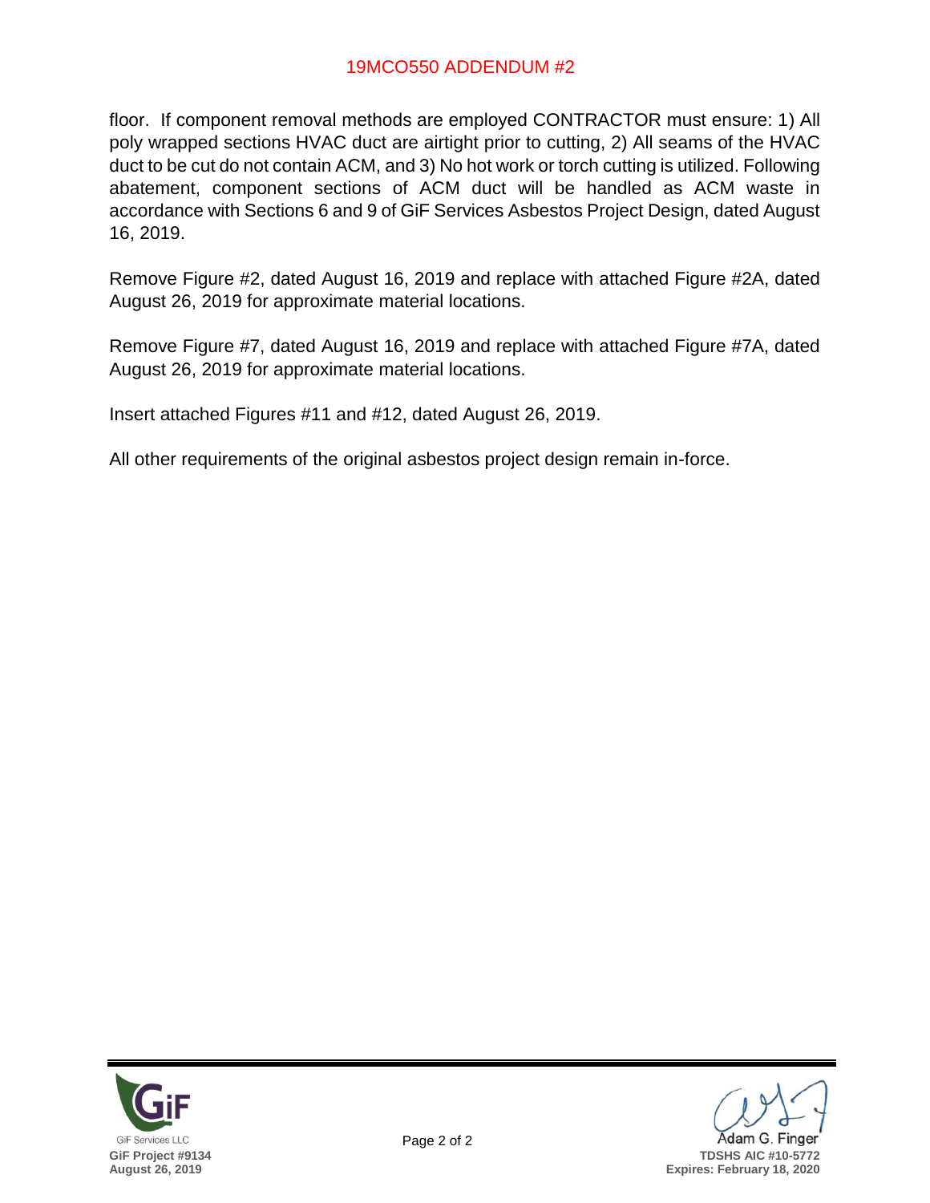floor. If component removal methods are employed CONTRACTOR must ensure: 1) All poly wrapped sections HVAC duct are airtight prior to cutting, 2) All seams of the HVAC duct to be cut do not contain ACM, and 3) No hot work or torch cutting is utilized. Following abatement, component sections of ACM duct will be handled as ACM waste in accordance with Sections 6 and 9 of GiF Services Asbestos Project Design, dated August 16, 2019.

Remove Figure #2, dated August 16, 2019 and replace with attached Figure #2A, dated August 26, 2019 for approximate material locations.

Remove Figure #7, dated August 16, 2019 and replace with attached Figure #7A, dated August 26, 2019 for approximate material locations.

Insert attached Figures #11 and #12, dated August 26, 2019.

All other requirements of the original asbestos project design remain in-force.

Adam G. Finger
**TDSHS AIC #10-5772**
**Expires: February 18, 2020**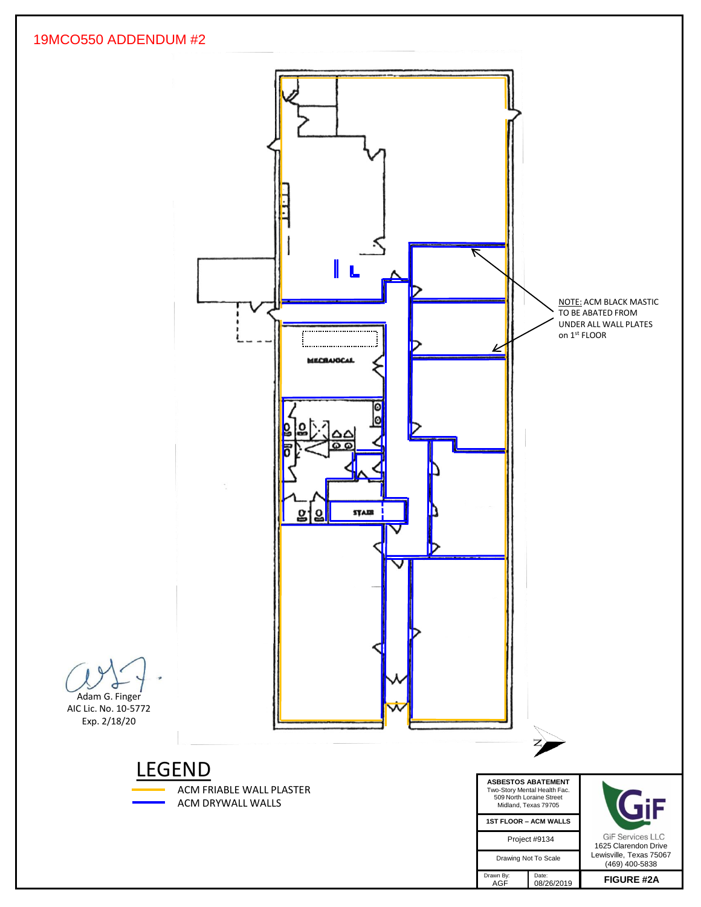19MCO550 ADDENDUM #2

MECHANICAL

STAIR

NOTE: ACM BLACK MASTIC TO BE ABATED FROM UNDER ALL WALL PLATES on 1st FLOOR

Adam G. Finger
AIC Lic. No. 10-5772
Exp. 2/18/20

N

## LEGEND

- ACM FRIABLE WALL PLASTER
- ACM DRYWALL WALLS

| ASBESTOS ABATEMENT<br>Two-Story Mental Health Fac.<br>509 North Loraine Street<br>Midland, Texas 79705 | | GiF Services LLC<br>1625 Clarendon Drive<br>Lewisville, Texas 75067<br>(469) 400-5838 |
|---|---|---|
| 1ST FLOOR – ACM WALLS | | |
| Project #9134 | | |
| Drawing Not To Scale | | |
| Drawn By: AGF | Date: 08/26/2019 | FIGURE #2A |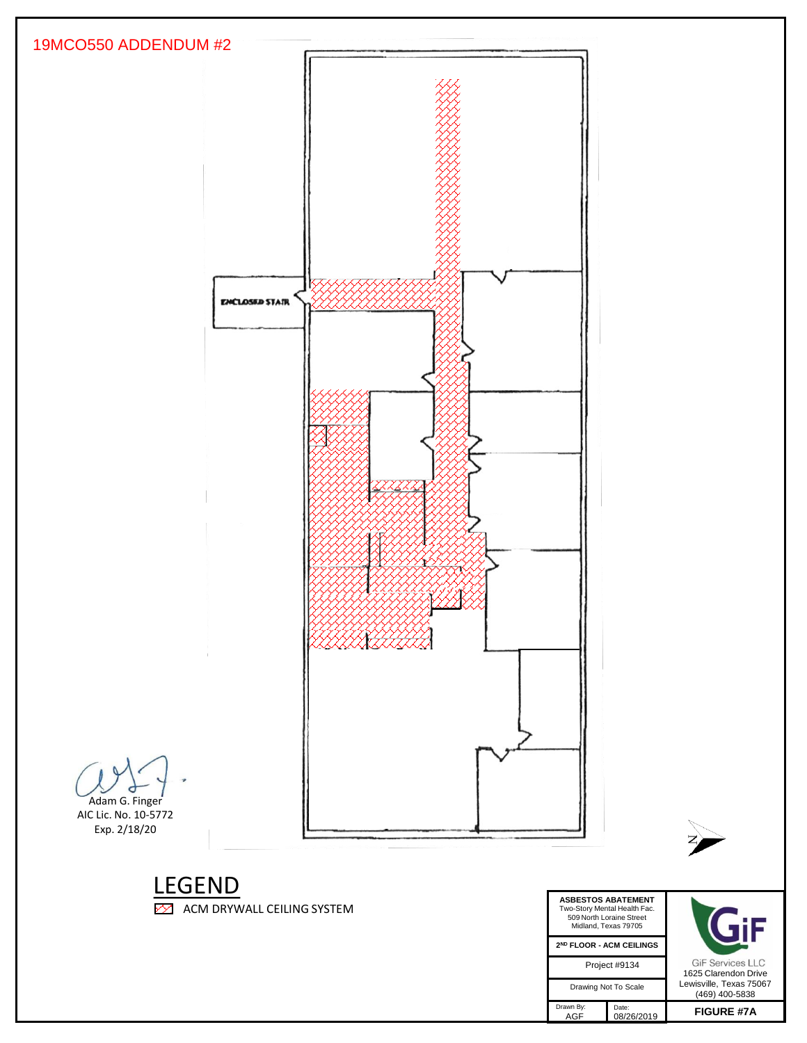19MCO550 ADDENDUM #2

ENCLOSED STAIR

Adam G. Finger
AIC Lic. No. 10-5772
Exp. 2/18/20

N

## LEGEND

ACM DRYWALL CEILING SYSTEM

| ASBESTOS ABATEMENT Two-Story Mental Health Fac. 509 North Loraine Street Midland, Texas 79705 | | GiF Services LLC 1625 Clarendon Drive Lewisville, Texas 75067 (469) 400-5838 |
|---|---|---|
| 2ND FLOOR - ACM CEILINGS | | |
| Project #9134 | | |
| Drawing Not To Scale | | |
| Drawn By: AGF | Date: 08/26/2019 | FIGURE #7A |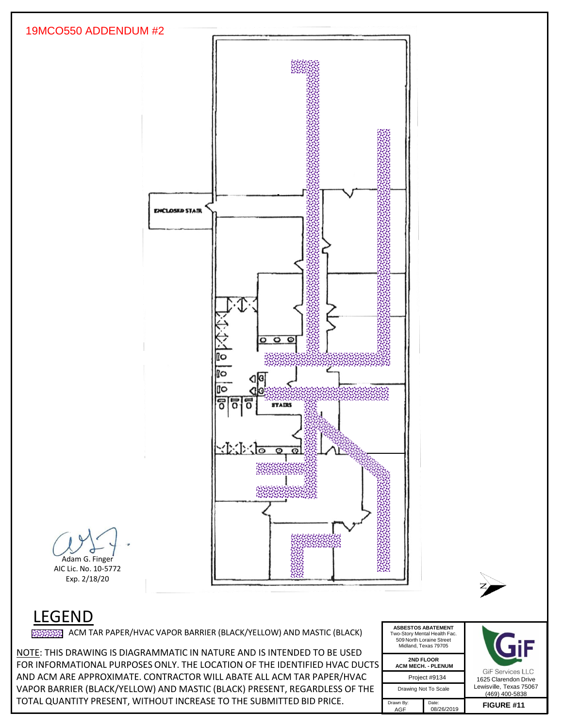19MCO550 ADDENDUM #2

ENCLOSED STAIR

STAIRS

Adam G. Finger
AIC Lic. No. 10-5772
Exp. 2/18/20

N

## LEGEND

ACM TAR PAPER/HVAC VAPOR BARRIER (BLACK/YELLOW) AND MASTIC (BLACK)

NOTE: THIS DRAWING IS DIAGRAMMATIC IN NATURE AND IS INTENDED TO BE USED FOR INFORMATIONAL PURPOSES ONLY. THE LOCATION OF THE IDENTIFIED HVAC DUCTS AND ACM ARE APPROXIMATE. CONTRACTOR WILL ABATE ALL ACM TAR PAPER/HVAC VAPOR BARRIER (BLACK/YELLOW) AND MASTIC (BLACK) PRESENT, REGARDLESS OF THE TOTAL QUANTITY PRESENT, WITHOUT INCREASE TO THE SUBMITTED BID PRICE.

| **ASBESTOS ABATEMENT**<br>Two-Story Mental Health Fac.<br>509 North Loraine Street<br>Midland, Texas 79705 | | GiF Services LLC<br>1625 Clarendon Drive<br>Lewisville, Texas 75067<br>(469) 400-5838 |
|---|---|---|
| **2ND FLOOR**<br>**ACM MECH. - PLENUM** | | |
| Project #9134 | | |
| Drawing Not To Scale | | |
| Drawn By: AGF | Date: 08/26/2019 | **FIGURE #11** |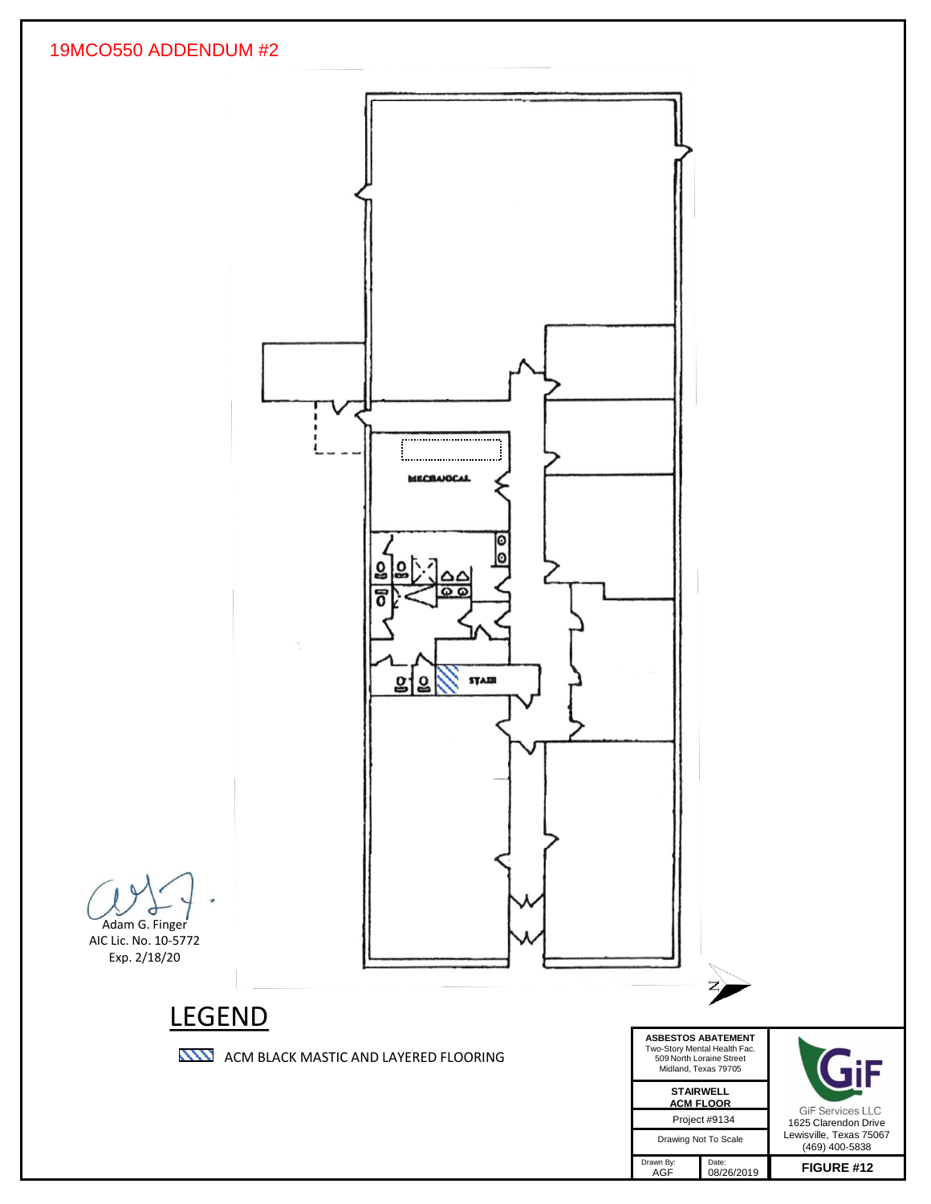19MCO550 ADDENDUM #2

MECHANICAL

STAIR

N

Adam G. Finger
AIC Lic. No. 10-5772
Exp. 2/18/20

## LEGEND

ACM BLACK MASTIC AND LAYERED FLOORING

**ASBESTOS ABATEMENT**
Two-Story Mental Health Fac.
509 North Loraine Street
Midland, Texas 79705

**STAIRWELL**
**ACM FLOOR**

Project #9134

Drawing Not To Scale

Drawn By: AGF
Date: 08/26/2019

GiF Services LLC
1625 Clarendon Drive
Lewisville, Texas 75067
(469) 400-5838

**FIGURE #12**